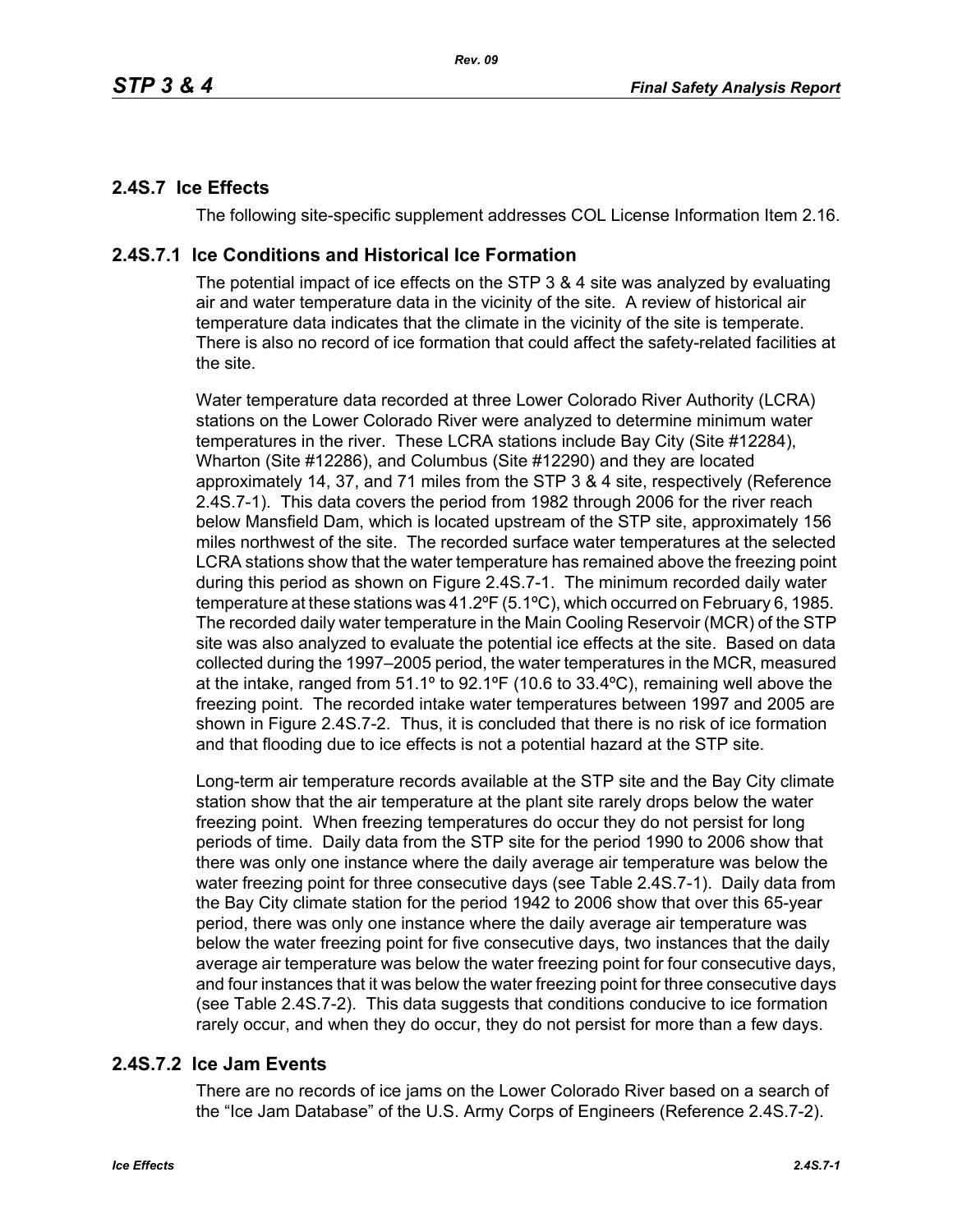## 2.4S.7 Ice Effects

The following site-specific supplement addresses COL License Information Item 2.16.

### 2.4S.7.1 Ice Conditions and Historical Ice Formation

The potential impact of ice effects on the STP 3 & 4 site was analyzed by evaluating air and water temperature data in the vicinity of the site. A review of historical air temperature data indicates that the climate in the vicinity of the site is temperate. There is also no record of ice formation that could affect the safety-related facilities at the site.

Water temperature data recorded at three Lower Colorado River Authority (LCRA) stations on the Lower Colorado River were analyzed to determine minimum water temperatures in the river. These LCRA stations include Bay City (Site #12284), Wharton (Site #12286), and Columbus (Site #12290) and they are located approximately 14, 37, and 71 miles from the STP 3 & 4 site, respectively (Reference 2.4S.7-1). This data covers the period from 1982 through 2006 for the river reach below Mansfield Dam, which is located upstream of the STP site, approximately 156 miles northwest of the site. The recorded surface water temperatures at the selected LCRA stations show that the water temperature has remained above the freezing point during this period as shown on Figure 2.4S.7-1. The minimum recorded daily water temperature at these stations was 41.2ºF (5.1ºC), which occurred on February 6, 1985. The recorded daily water temperature in the Main Cooling Reservoir (MCR) of the STP site was also analyzed to evaluate the potential ice effects at the site. Based on data collected during the 1997–2005 period, the water temperatures in the MCR, measured at the intake, ranged from 51.1º to 92.1ºF (10.6 to 33.4ºC), remaining well above the freezing point. The recorded intake water temperatures between 1997 and 2005 are shown in Figure 2.4S.7-2. Thus, it is concluded that there is no risk of ice formation and that flooding due to ice effects is not a potential hazard at the STP site.

Long-term air temperature records available at the STP site and the Bay City climate station show that the air temperature at the plant site rarely drops below the water freezing point. When freezing temperatures do occur they do not persist for long periods of time. Daily data from the STP site for the period 1990 to 2006 show that there was only one instance where the daily average air temperature was below the water freezing point for three consecutive days (see Table 2.4S.7-1). Daily data from the Bay City climate station for the period 1942 to 2006 show that over this 65-year period, there was only one instance where the daily average air temperature was below the water freezing point for five consecutive days, two instances that the daily average air temperature was below the water freezing point for four consecutive days, and four instances that it was below the water freezing point for three consecutive days (see Table 2.4S.7-2). This data suggests that conditions conducive to ice formation rarely occur, and when they do occur, they do not persist for more than a few days.

### 2.4S.7.2 Ice Jam Events

There are no records of ice jams on the Lower Colorado River based on a search of the "Ice Jam Database" of the U.S. Army Corps of Engineers (Reference 2.4S.7-2).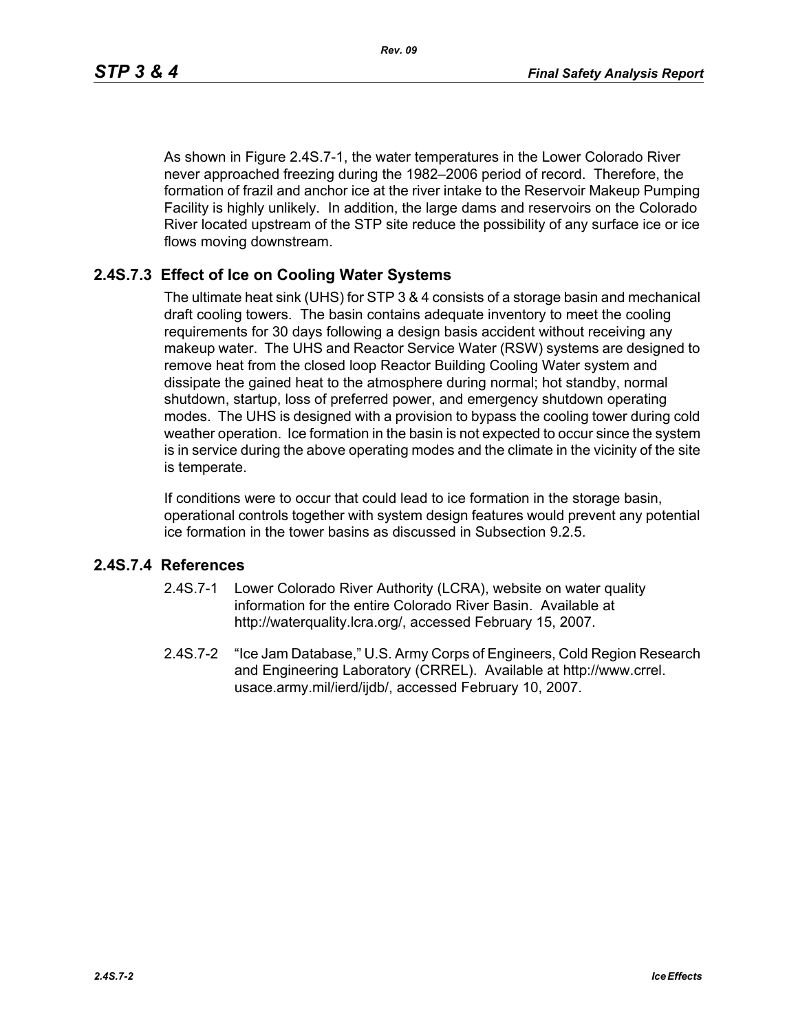As shown in Figure 2.4S.7-1, the water temperatures in the Lower Colorado River never approached freezing during the 1982–2006 period of record. Therefore, the formation of frazil and anchor ice at the river intake to the Reservoir Makeup Pumping Facility is highly unlikely. In addition, the large dams and reservoirs on the Colorado River located upstream of the STP site reduce the possibility of any surface ice or ice flows moving downstream.

## 2.4S.7.3 Effect of Ice on Cooling Water Systems

The ultimate heat sink (UHS) for STP 3 & 4 consists of a storage basin and mechanical draft cooling towers. The basin contains adequate inventory to meet the cooling requirements for 30 days following a design basis accident without receiving any makeup water. The UHS and Reactor Service Water (RSW) systems are designed to remove heat from the closed loop Reactor Building Cooling Water system and dissipate the gained heat to the atmosphere during normal; hot standby, normal shutdown, startup, loss of preferred power, and emergency shutdown operating modes. The UHS is designed with a provision to bypass the cooling tower during cold weather operation. Ice formation in the basin is not expected to occur since the system is in service during the above operating modes and the climate in the vicinity of the site is temperate.

If conditions were to occur that could lead to ice formation in the storage basin, operational controls together with system design features would prevent any potential ice formation in the tower basins as discussed in Subsection 9.2.5.

## 2.4S.7.4 References

2.4S.7-1 Lower Colorado River Authority (LCRA), website on water quality information for the entire Colorado River Basin. Available at http://waterquality.lcra.org/, accessed February 15, 2007.

2.4S.7-2 "Ice Jam Database," U.S. Army Corps of Engineers, Cold Region Research and Engineering Laboratory (CRREL). Available at http://www.crrel.usace.army.mil/ierd/ijdb/, accessed February 10, 2007.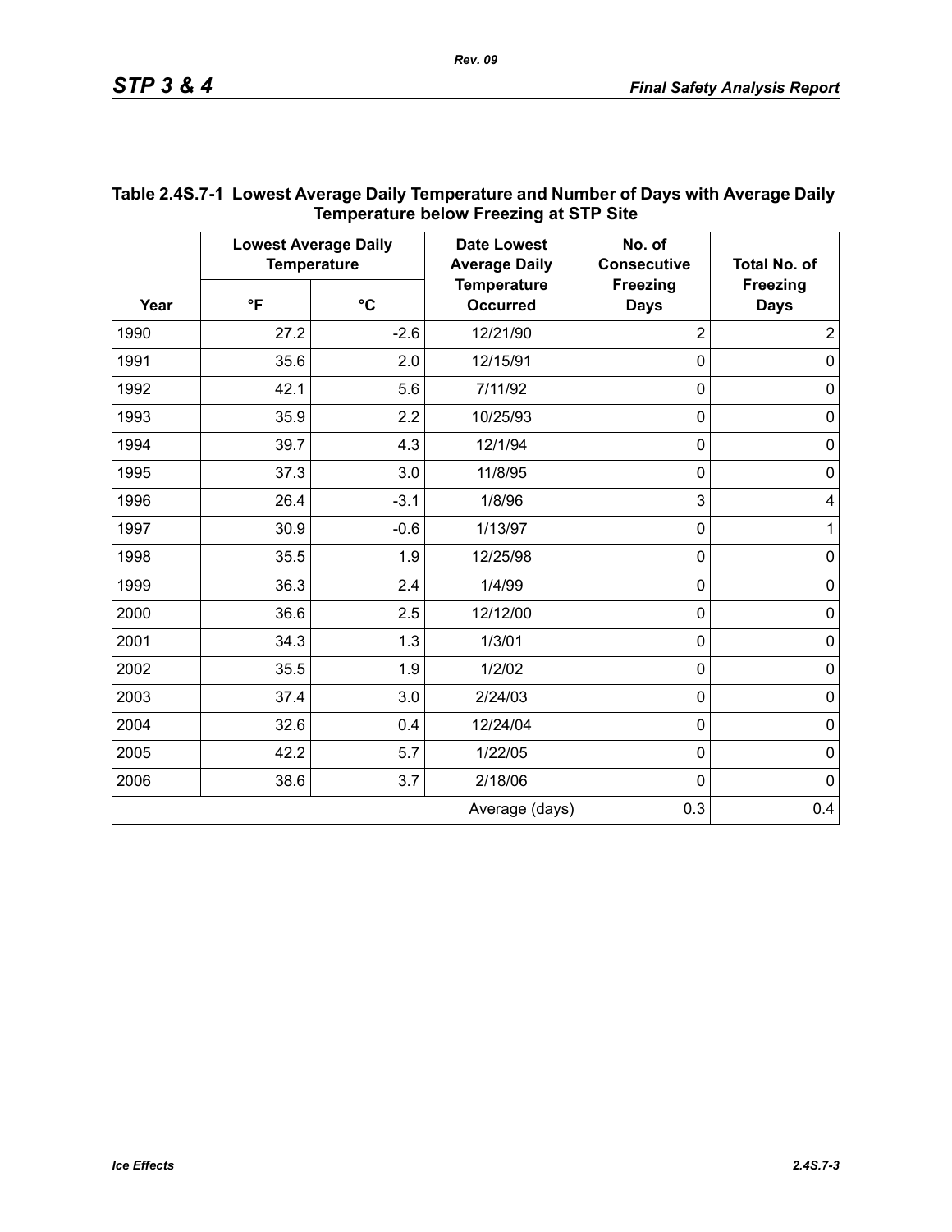**Table 2.4S.7-1 Lowest Average Daily Temperature and Number of Days with Average Daily Temperature below Freezing at STP Site**

| Year | Lowest Average Daily Temperature | | Date Lowest Average Daily Temperature Occurred | No. of Consecutive Freezing Days | Total No. of Freezing Days |
|---|---|---|---|---|---|
| | °F | °C | | | |
| 1990 | 27.2 | -2.6 | 12/21/90 | 2 | 2 |
| 1991 | 35.6 | 2.0 | 12/15/91 | 0 | 0 |
| 1992 | 42.1 | 5.6 | 7/11/92 | 0 | 0 |
| 1993 | 35.9 | 2.2 | 10/25/93 | 0 | 0 |
| 1994 | 39.7 | 4.3 | 12/1/94 | 0 | 0 |
| 1995 | 37.3 | 3.0 | 11/8/95 | 0 | 0 |
| 1996 | 26.4 | -3.1 | 1/8/96 | 3 | 4 |
| 1997 | 30.9 | -0.6 | 1/13/97 | 0 | 1 |
| 1998 | 35.5 | 1.9 | 12/25/98 | 0 | 0 |
| 1999 | 36.3 | 2.4 | 1/4/99 | 0 | 0 |
| 2000 | 36.6 | 2.5 | 12/12/00 | 0 | 0 |
| 2001 | 34.3 | 1.3 | 1/3/01 | 0 | 0 |
| 2002 | 35.5 | 1.9 | 1/2/02 | 0 | 0 |
| 2003 | 37.4 | 3.0 | 2/24/03 | 0 | 0 |
| 2004 | 32.6 | 0.4 | 12/24/04 | 0 | 0 |
| 2005 | 42.2 | 5.7 | 1/22/05 | 0 | 0 |
| 2006 | 38.6 | 3.7 | 2/18/06 | 0 | 0 |
| | | | Average (days) | 0.3 | 0.4 |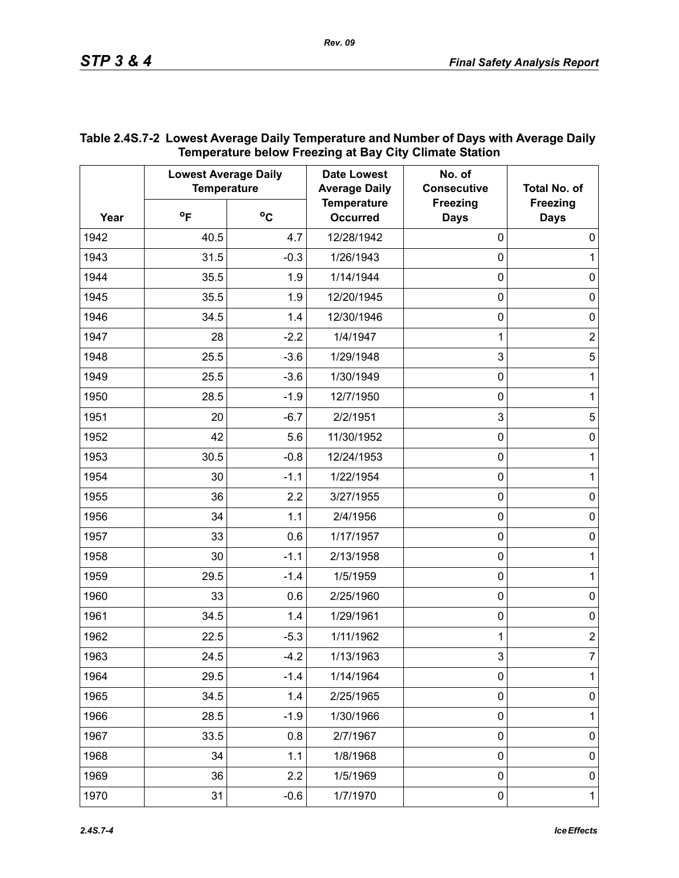**Table 2.4S.7-2 Lowest Average Daily Temperature and Number of Days with Average Daily Temperature below Freezing at Bay City Climate Station**

| Year | Lowest Average Daily Temperature | | Date Lowest Average Daily Temperature Occurred | No. of Consecutive Freezing Days | Total No. of Freezing Days |
|---|---|---|---|---|---|
| | °F | °C | | | |
| 1942 | 40.5 | 4.7 | 12/28/1942 | 0 | 0 |
| 1943 | 31.5 | -0.3 | 1/26/1943 | 0 | 1 |
| 1944 | 35.5 | 1.9 | 1/14/1944 | 0 | 0 |
| 1945 | 35.5 | 1.9 | 12/20/1945 | 0 | 0 |
| 1946 | 34.5 | 1.4 | 12/30/1946 | 0 | 0 |
| 1947 | 28 | -2.2 | 1/4/1947 | 1 | 2 |
| 1948 | 25.5 | -3.6 | 1/29/1948 | 3 | 5 |
| 1949 | 25.5 | -3.6 | 1/30/1949 | 0 | 1 |
| 1950 | 28.5 | -1.9 | 12/7/1950 | 0 | 1 |
| 1951 | 20 | -6.7 | 2/2/1951 | 3 | 5 |
| 1952 | 42 | 5.6 | 11/30/1952 | 0 | 0 |
| 1953 | 30.5 | -0.8 | 12/24/1953 | 0 | 1 |
| 1954 | 30 | -1.1 | 1/22/1954 | 0 | 1 |
| 1955 | 36 | 2.2 | 3/27/1955 | 0 | 0 |
| 1956 | 34 | 1.1 | 2/4/1956 | 0 | 0 |
| 1957 | 33 | 0.6 | 1/17/1957 | 0 | 0 |
| 1958 | 30 | -1.1 | 2/13/1958 | 0 | 1 |
| 1959 | 29.5 | -1.4 | 1/5/1959 | 0 | 1 |
| 1960 | 33 | 0.6 | 2/25/1960 | 0 | 0 |
| 1961 | 34.5 | 1.4 | 1/29/1961 | 0 | 0 |
| 1962 | 22.5 | -5.3 | 1/11/1962 | 1 | 2 |
| 1963 | 24.5 | -4.2 | 1/13/1963 | 3 | 7 |
| 1964 | 29.5 | -1.4 | 1/14/1964 | 0 | 1 |
| 1965 | 34.5 | 1.4 | 2/25/1965 | 0 | 0 |
| 1966 | 28.5 | -1.9 | 1/30/1966 | 0 | 1 |
| 1967 | 33.5 | 0.8 | 2/7/1967 | 0 | 0 |
| 1968 | 34 | 1.1 | 1/8/1968 | 0 | 0 |
| 1969 | 36 | 2.2 | 1/5/1969 | 0 | 0 |
| 1970 | 31 | -0.6 | 1/7/1970 | 0 | 1 |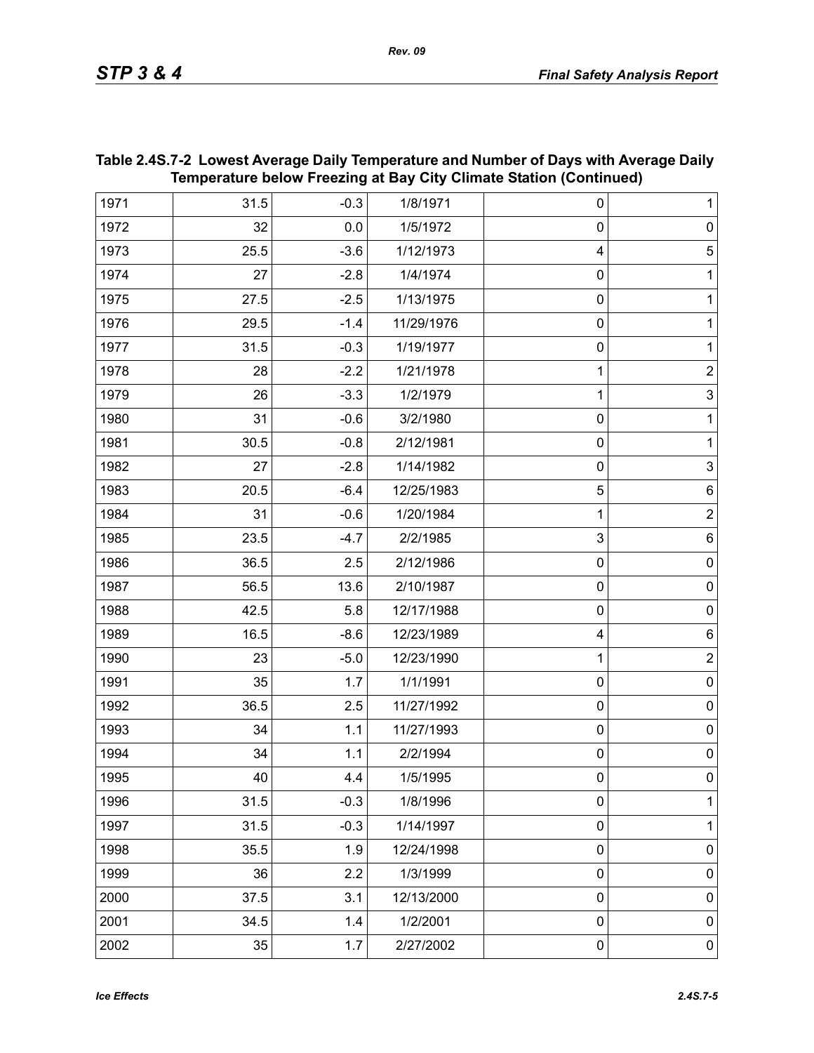**Table 2.4S.7-2 Lowest Average Daily Temperature and Number of Days with Average Daily Temperature below Freezing at Bay City Climate Station (Continued)**

| | | | | | |
|---|---|---|---|---|---|
| 1971 | 31.5 | -0.3 | 1/8/1971 | 0 | 1 |
| 1972 | 32 | 0.0 | 1/5/1972 | 0 | 0 |
| 1973 | 25.5 | -3.6 | 1/12/1973 | 4 | 5 |
| 1974 | 27 | -2.8 | 1/4/1974 | 0 | 1 |
| 1975 | 27.5 | -2.5 | 1/13/1975 | 0 | 1 |
| 1976 | 29.5 | -1.4 | 11/29/1976 | 0 | 1 |
| 1977 | 31.5 | -0.3 | 1/19/1977 | 0 | 1 |
| 1978 | 28 | -2.2 | 1/21/1978 | 1 | 2 |
| 1979 | 26 | -3.3 | 1/2/1979 | 1 | 3 |
| 1980 | 31 | -0.6 | 3/2/1980 | 0 | 1 |
| 1981 | 30.5 | -0.8 | 2/12/1981 | 0 | 1 |
| 1982 | 27 | -2.8 | 1/14/1982 | 0 | 3 |
| 1983 | 20.5 | -6.4 | 12/25/1983 | 5 | 6 |
| 1984 | 31 | -0.6 | 1/20/1984 | 1 | 2 |
| 1985 | 23.5 | -4.7 | 2/2/1985 | 3 | 6 |
| 1986 | 36.5 | 2.5 | 2/12/1986 | 0 | 0 |
| 1987 | 56.5 | 13.6 | 2/10/1987 | 0 | 0 |
| 1988 | 42.5 | 5.8 | 12/17/1988 | 0 | 0 |
| 1989 | 16.5 | -8.6 | 12/23/1989 | 4 | 6 |
| 1990 | 23 | -5.0 | 12/23/1990 | 1 | 2 |
| 1991 | 35 | 1.7 | 1/1/1991 | 0 | 0 |
| 1992 | 36.5 | 2.5 | 11/27/1992 | 0 | 0 |
| 1993 | 34 | 1.1 | 11/27/1993 | 0 | 0 |
| 1994 | 34 | 1.1 | 2/2/1994 | 0 | 0 |
| 1995 | 40 | 4.4 | 1/5/1995 | 0 | 0 |
| 1996 | 31.5 | -0.3 | 1/8/1996 | 0 | 1 |
| 1997 | 31.5 | -0.3 | 1/14/1997 | 0 | 1 |
| 1998 | 35.5 | 1.9 | 12/24/1998 | 0 | 0 |
| 1999 | 36 | 2.2 | 1/3/1999 | 0 | 0 |
| 2000 | 37.5 | 3.1 | 12/13/2000 | 0 | 0 |
| 2001 | 34.5 | 1.4 | 1/2/2001 | 0 | 0 |
| 2002 | 35 | 1.7 | 2/27/2002 | 0 | 0 |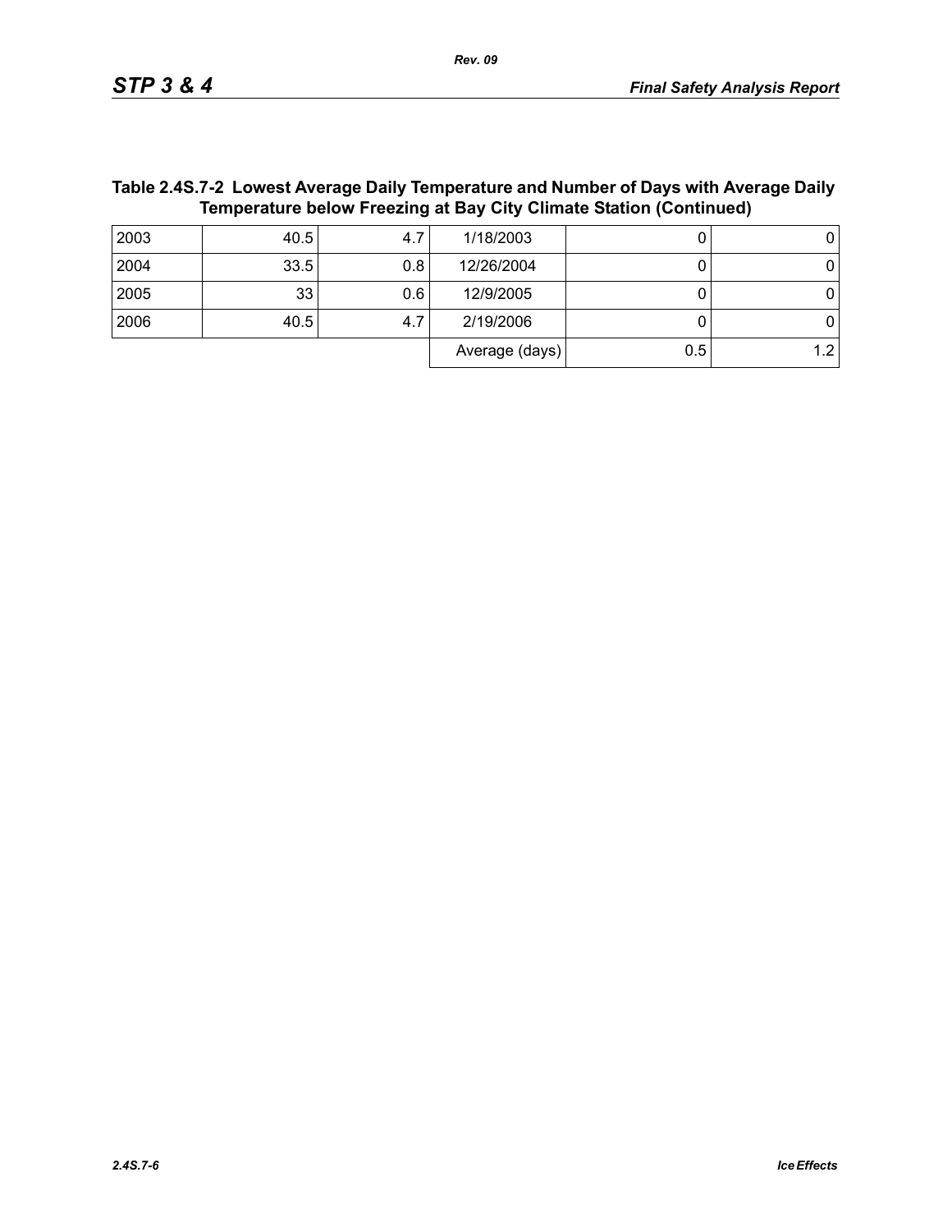**Table 2.4S.7-2 Lowest Average Daily Temperature and Number of Days with Average Daily Temperature below Freezing at Bay City Climate Station (Continued)**

| | | | | | |
|---|---|---|---|---|---|
| 2003 | 40.5 | 4.7 | 1/18/2003 | 0 | 0 |
| 2004 | 33.5 | 0.8 | 12/26/2004 | 0 | 0 |
| 2005 | 33 | 0.6 | 12/9/2005 | 0 | 0 |
| 2006 | 40.5 | 4.7 | 2/19/2006 | 0 | 0 |
| | | | Average (days) | 0.5 | 1.2 |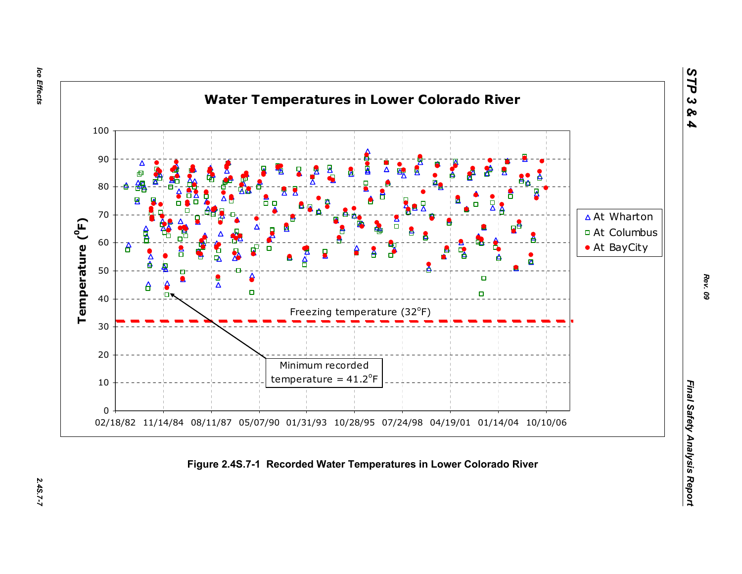**Water Temperatures in Lower Colorado River**

Temperature ($^{0}$F)

100
90
80
70
60
50
40
30
20
10
0

02/18/82 11/14/84 08/11/87 05/07/90 01/31/93 10/28/95 07/24/98 04/19/01 01/14/04 10/10/06

△ At Wharton
□ At Columbus
● At BayCity

Freezing temperature (32$^{o}$F)

Minimum recorded temperature = 41.2$^{o}$F

**Figure 2.4S.7-1 Recorded Water Temperatures in Lower Colorado River**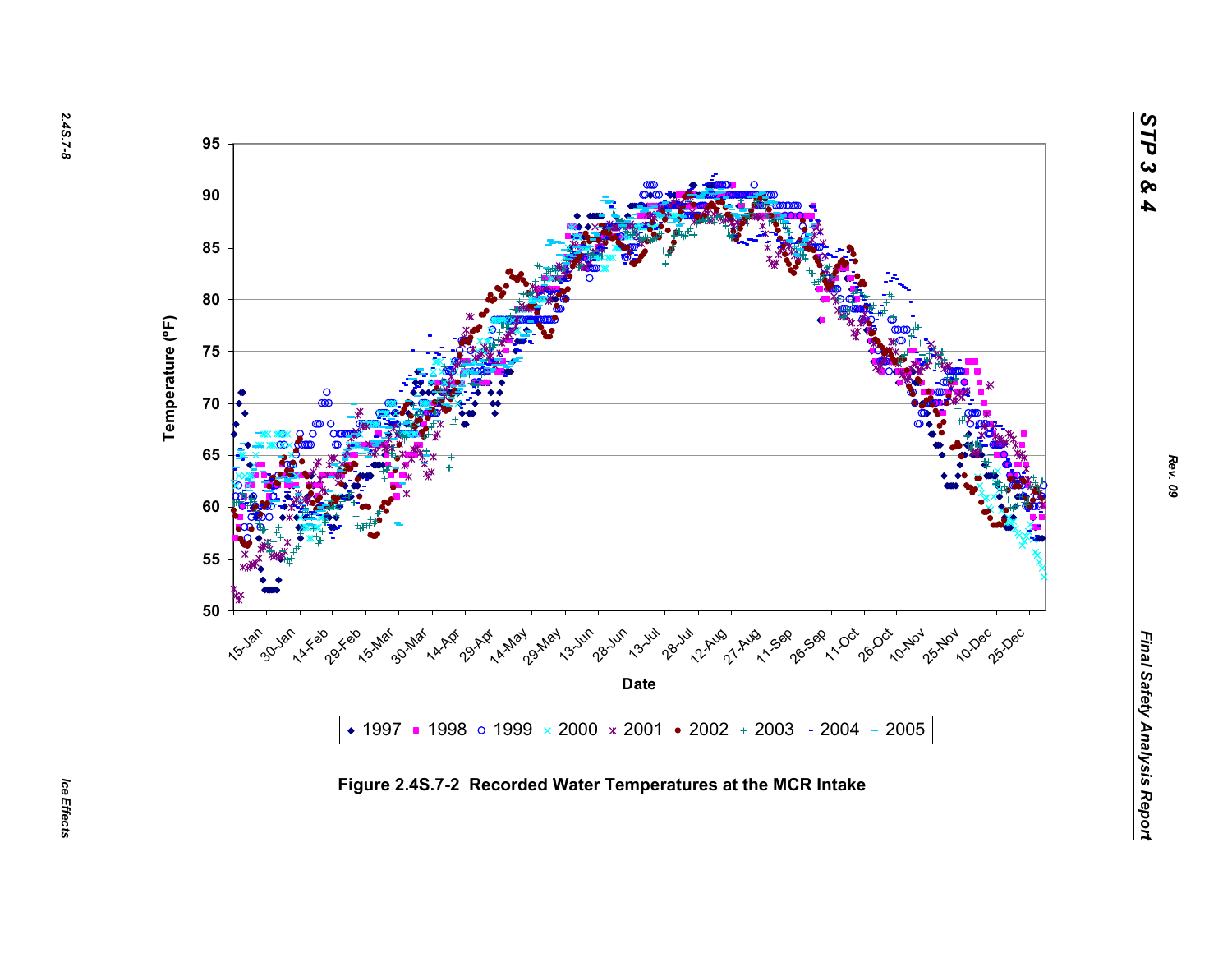95

90

85

80

75

70

65

60

55

50

Temperature (ºF)

15-Jan 30-Jan 14-Feb 29-Feb 15-Mar 30-Mar 14-Apr 29-Apr 14-May 29-May 13-Jun 28-Jun 13-Jul 28-Jul 12-Aug 27-Aug 11-Sep 26-Sep 11-Oct 26-Oct 10-Nov 25-Nov 10-Dec 25-Dec

Date

◆ 1997 ■ 1998 ○ 1999 × 2000 ✱ 2001 ● 2002 + 2003 - 2004 – 2005

**Figure 2.4S.7-2 Recorded Water Temperatures at the MCR Intake**